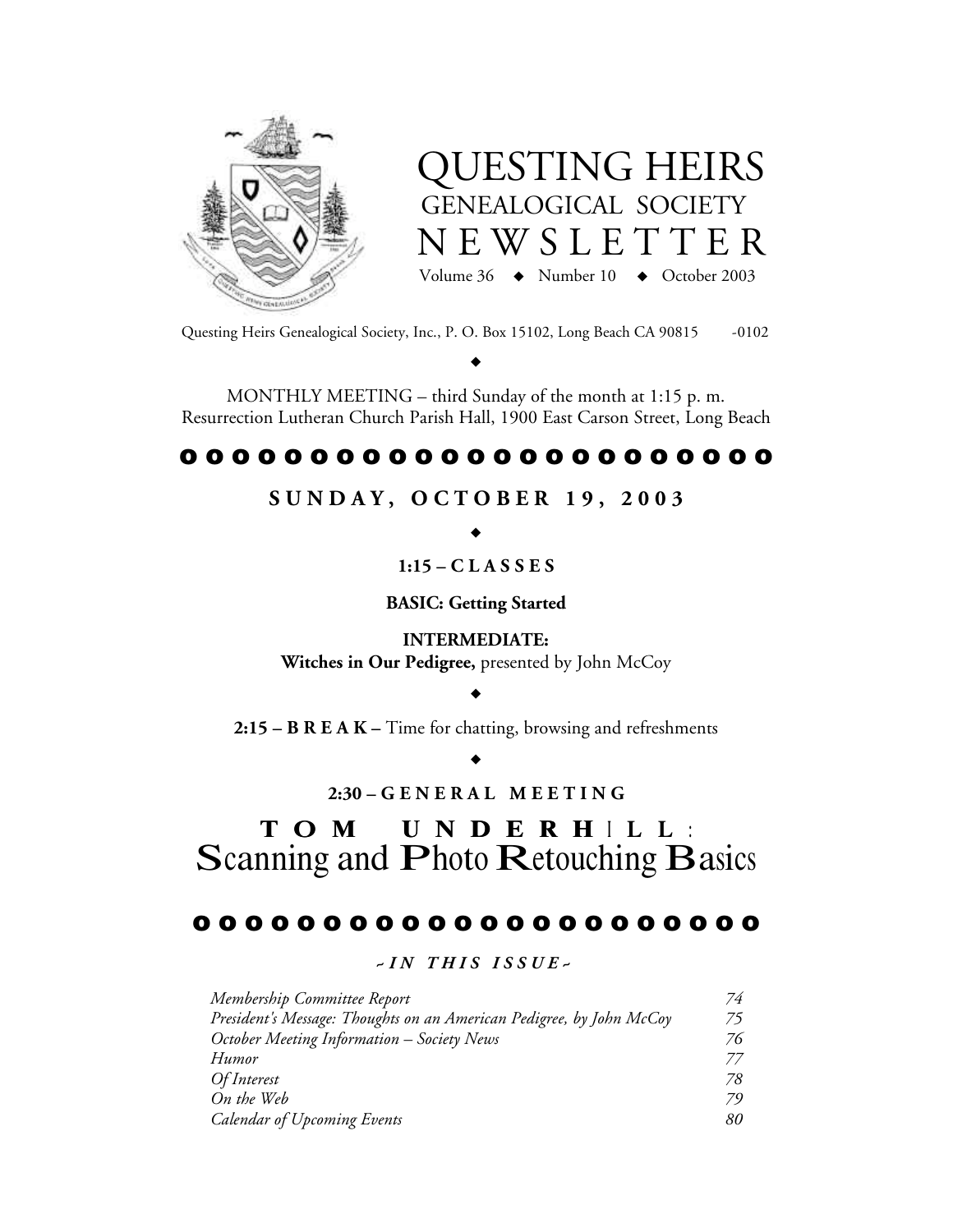# QUESTING HEIRS

## GENEALOGICAL SOCIETY

## NEWSLETTER

Volume 36 ◆ Number 10 ◆ October 2003

Questing Heirs Genealogical Society, Inc., P. O. Box 15102, Long Beach CA 90815 -0102

◆

MONTHLY MEETING – third Sunday of the month at 1:15 p. m.
Resurrection Lutheran Church Parish Hall, 1900 East Carson Street, Long Beach

## SUNDAY, OCTOBER 19, 2003

◆

**1:15 – CLASSES**

**BASIC: Getting Started**

**INTERMEDIATE:**
**Witches in Our Pedigree,** presented by John McCoy

◆

**2:15 – BREAK –** Time for chatting, browsing and refreshments

◆

**2:30 – GENERAL MEETING**

## TOM UNDERHILL: Scanning and Photo Retouching Basics

### *~ IN THIS ISSUE ~*

| | |
|---|---|
| *Membership Committee Report* | *74* |
| *President's Message: Thoughts on an American Pedigree, by John McCoy* | *75* |
| *October Meeting Information – Society News* | *76* |
| *Humor* | *77* |
| *Of Interest* | *78* |
| *On the Web* | *79* |
| *Calendar of Upcoming Events* | *80* |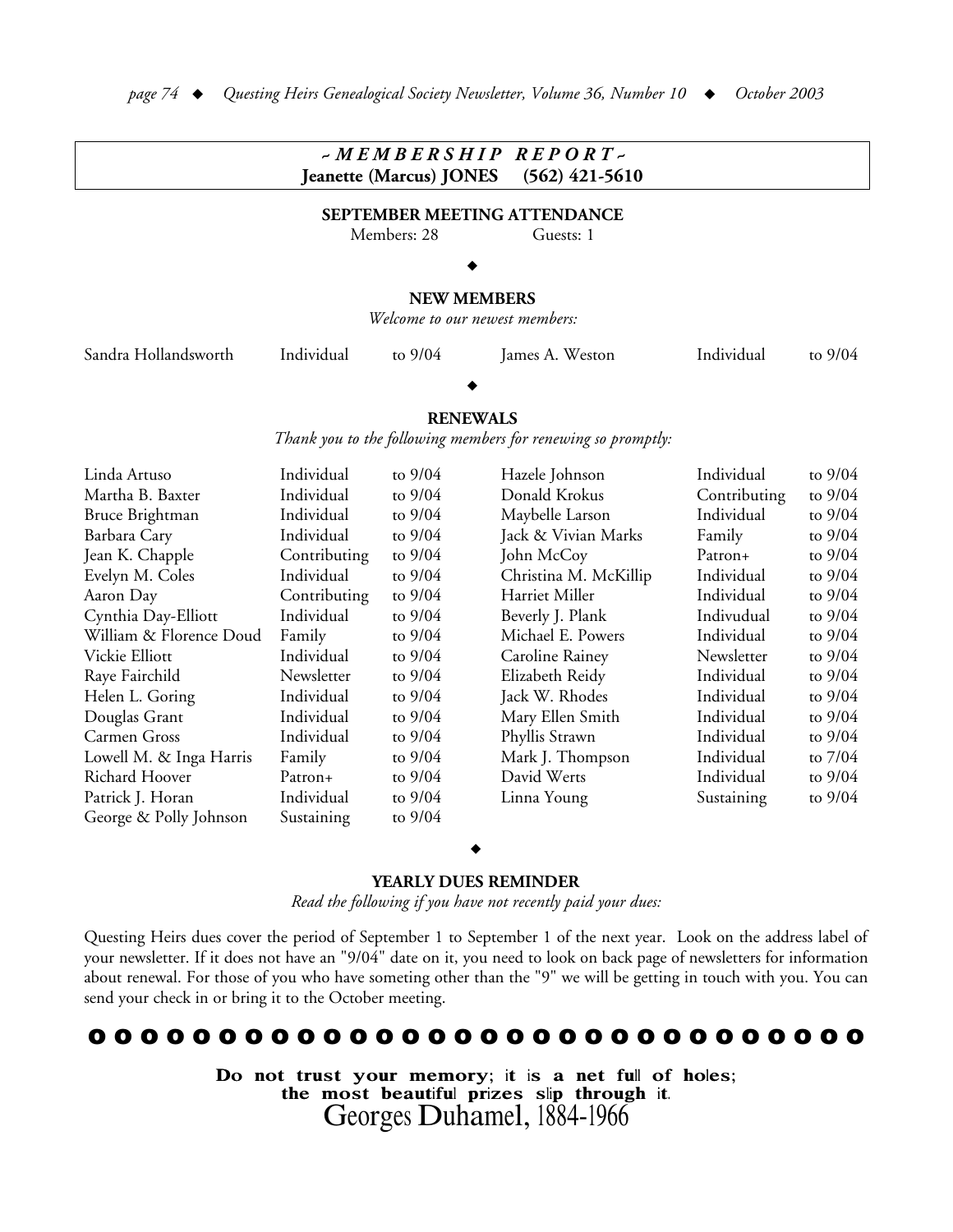## ~ MEMBERSHIP REPORT ~

**Jeanette (Marcus) JONES (562) 421-5610**

### SEPTEMBER MEETING ATTENDANCE

Members: 28 Guests: 1

◆

### NEW MEMBERS

*Welcome to our newest members:*

| | | | | | |
|---|---|---|---|---|---|
| Sandra Hollandsworth | Individual | to 9/04 | James A. Weston | Individual | to 9/04 |

◆

### RENEWALS

*Thank you to the following members for renewing so promptly:*

| | | | | | |
|---|---|---|---|---|---|
| Linda Artuso | Individual | to 9/04 | Hazele Johnson | Individual | to 9/04 |
| Martha B. Baxter | Individual | to 9/04 | Donald Krokus | Contributing | to 9/04 |
| Bruce Brightman | Individual | to 9/04 | Maybelle Larson | Individual | to 9/04 |
| Barbara Cary | Individual | to 9/04 | Jack & Vivian Marks | Family | to 9/04 |
| Jean K. Chapple | Contributing | to 9/04 | John McCoy | Patron+ | to 9/04 |
| Evelyn M. Coles | Individual | to 9/04 | Christina M. McKillip | Individual | to 9/04 |
| Aaron Day | Contributing | to 9/04 | Harriet Miller | Individual | to 9/04 |
| Cynthia Day-Elliott | Individual | to 9/04 | Beverly J. Plank | Indivudual | to 9/04 |
| William & Florence Doud | Family | to 9/04 | Michael E. Powers | Individual | to 9/04 |
| Vickie Elliott | Individual | to 9/04 | Caroline Rainey | Newsletter | to 9/04 |
| Raye Fairchild | Newsletter | to 9/04 | Elizabeth Reidy | Individual | to 9/04 |
| Helen L. Goring | Individual | to 9/04 | Jack W. Rhodes | Individual | to 9/04 |
| Douglas Grant | Individual | to 9/04 | Mary Ellen Smith | Individual | to 9/04 |
| Carmen Gross | Individual | to 9/04 | Phyllis Strawn | Individual | to 9/04 |
| Lowell M. & Inga Harris | Family | to 9/04 | Mark J. Thompson | Individual | to 7/04 |
| Richard Hoover | Patron+ | to 9/04 | David Werts | Individual | to 9/04 |
| Patrick J. Horan | Individual | to 9/04 | Linna Young | Sustaining | to 9/04 |
| George & Polly Johnson | Sustaining | to 9/04 | | | |

◆

### YEARLY DUES REMINDER

*Read the following if you have not recently paid your dues:*

Questing Heirs dues cover the period of September 1 to September 1 of the next year. Look on the address label of your newsletter. If it does not have an "9/04" date on it, you need to look on back page of newsletters for information about renewal. For those of you who have someting other than the "9" we will be getting in touch with you. You can send your check in or bring it to the October meeting.

o o o o o o o o o o o o o o o o o o o o o o o o o o o o o o o o o o o o o

**Do not trust your memory; it is a net full of holes; the most beautiful prizes slip through it.**

Georges Duhamel, 1884-1966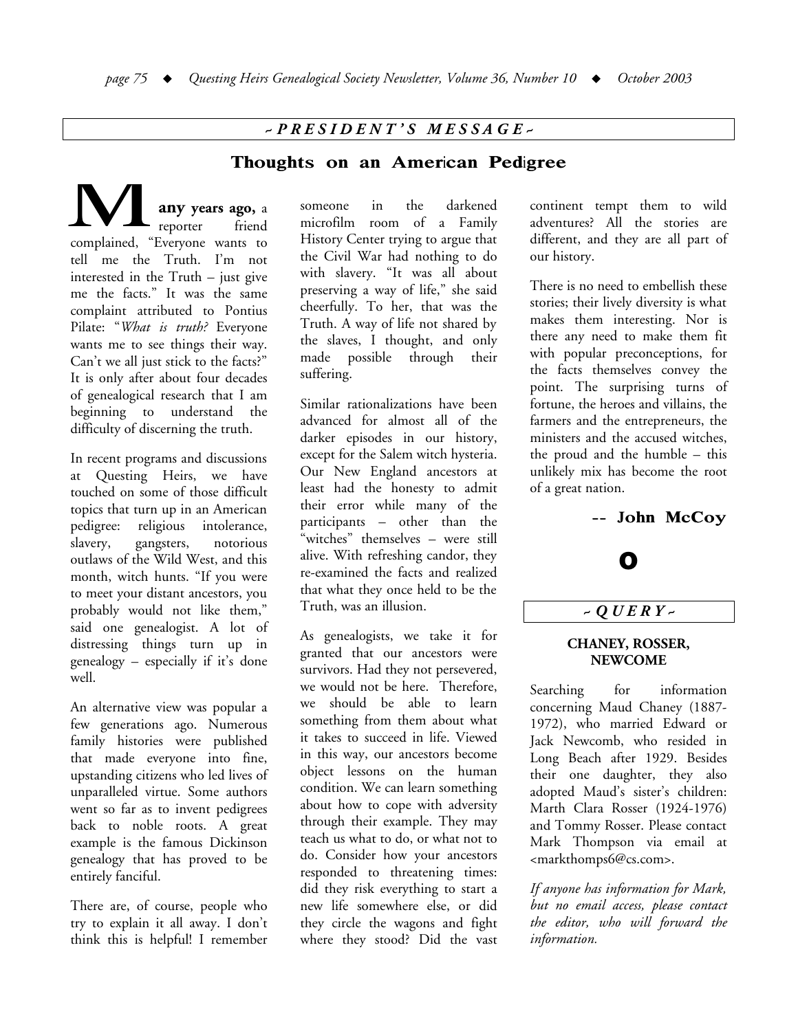## ~ PRESIDENT'S MESSAGE ~

# Thoughts on an American Pedigree

**Many years ago,** a reporter friend complained, "Everyone wants to tell me the Truth. I'm not interested in the Truth – just give me the facts." It was the same complaint attributed to Pontius Pilate: "*What is truth?* Everyone wants me to see things their way. Can't we all just stick to the facts?" It is only after about four decades of genealogical research that I am beginning to understand the difficulty of discerning the truth.

In recent programs and discussions at Questing Heirs, we have touched on some of those difficult topics that turn up in an American pedigree: religious intolerance, slavery, gangsters, notorious outlaws of the Wild West, and this month, witch hunts. "If you were to meet your distant ancestors, you probably would not like them," said one genealogist. A lot of distressing things turn up in genealogy – especially if it's done well.

An alternative view was popular a few generations ago. Numerous family histories were published that made everyone into fine, upstanding citizens who led lives of unparalleled virtue. Some authors went so far as to invent pedigrees back to noble roots. A great example is the famous Dickinson genealogy that has proved to be entirely fanciful.

There are, of course, people who try to explain it all away. I don't think this is helpful! I remember someone in the darkened microfilm room of a Family History Center trying to argue that the Civil War had nothing to do with slavery. "It was all about preserving a way of life," she said cheerfully. To her, that was the Truth. A way of life not shared by the slaves, I thought, and only made possible through their suffering.

Similar rationalizations have been advanced for almost all of the darker episodes in our history, except for the Salem witch hysteria. Our New England ancestors at least had the honesty to admit their error while many of the participants – other than the "witches" themselves – were still alive. With refreshing candor, they re-examined the facts and realized that what they once held to be the Truth, was an illusion.

As genealogists, we take it for granted that our ancestors were survivors. Had they not persevered, we would not be here. Therefore, we should be able to learn something from them about what it takes to succeed in life. Viewed in this way, our ancestors become object lessons on the human condition. We can learn something about how to cope with adversity through their example. They may teach us what to do, or what not to do. Consider how your ancestors responded to threatening times: did they risk everything to start a new life somewhere else, or did they circle the wagons and fight where they stood? Did the vast continent tempt them to wild adventures? All the stories are different, and they are all part of our history.

There is no need to embellish these stories; their lively diversity is what makes them interesting. Nor is there any need to make them fit with popular preconceptions, for the facts themselves convey the point. The surprising turns of fortune, the heroes and villains, the farmers and the entrepreneurs, the ministers and the accused witches, the proud and the humble – this unlikely mix has become the root of a great nation.

**-- John McCoy**

## ~ QUERY ~

### CHANEY, ROSSER, NEWCOME

Searching for information concerning Maud Chaney (1887-1972), who married Edward or Jack Newcomb, who resided in Long Beach after 1929. Besides their one daughter, they also adopted Maud's sister's children: Marth Clara Rosser (1924-1976) and Tommy Rosser. Please contact Mark Thompson via email at <markthomps6@cs.com>.

*If anyone has information for Mark, but no email access, please contact the editor, who will forward the information.*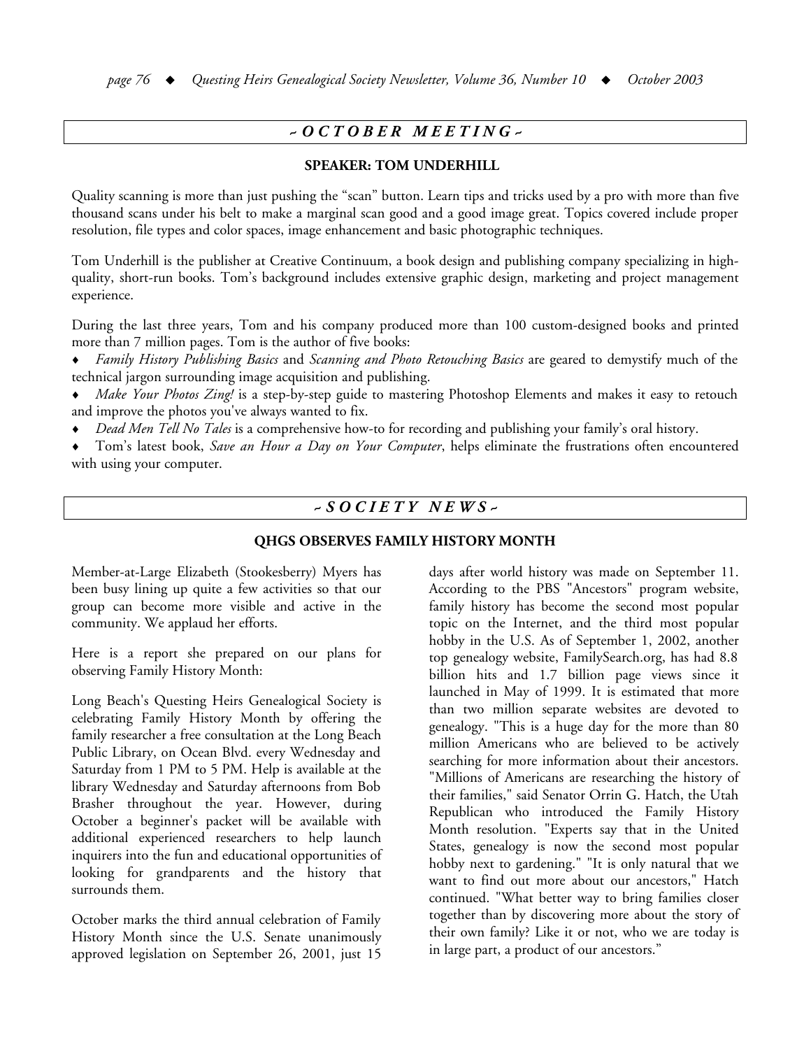## ~ OCTOBER MEETING ~

### SPEAKER: TOM UNDERHILL

Quality scanning is more than just pushing the "scan" button. Learn tips and tricks used by a pro with more than five thousand scans under his belt to make a marginal scan good and a good image great. Topics covered include proper resolution, file types and color spaces, image enhancement and basic photographic techniques.

Tom Underhill is the publisher at Creative Continuum, a book design and publishing company specializing in high-quality, short-run books. Tom's background includes extensive graphic design, marketing and project management experience.

During the last three years, Tom and his company produced more than 100 custom-designed books and printed more than 7 million pages. Tom is the author of five books:

- *Family History Publishing Basics* and *Scanning and Photo Retouching Basics* are geared to demystify much of the technical jargon surrounding image acquisition and publishing.
- *Make Your Photos Zing!* is a step-by-step guide to mastering Photoshop Elements and makes it easy to retouch and improve the photos you've always wanted to fix.
- *Dead Men Tell No Tales* is a comprehensive how-to for recording and publishing your family's oral history.
- Tom's latest book, *Save an Hour a Day on Your Computer*, helps eliminate the frustrations often encountered with using your computer.

## ~ SOCIETY NEWS ~

### QHGS OBSERVES FAMILY HISTORY MONTH

Member-at-Large Elizabeth (Stookesberry) Myers has been busy lining up quite a few activities so that our group can become more visible and active in the community. We applaud her efforts.

Here is a report she prepared on our plans for observing Family History Month:

Long Beach's Questing Heirs Genealogical Society is celebrating Family History Month by offering the family researcher a free consultation at the Long Beach Public Library, on Ocean Blvd. every Wednesday and Saturday from 1 PM to 5 PM. Help is available at the library Wednesday and Saturday afternoons from Bob Brasher throughout the year. However, during October a beginner's packet will be available with additional experienced researchers to help launch inquirers into the fun and educational opportunities of looking for grandparents and the history that surrounds them.

October marks the third annual celebration of Family History Month since the U.S. Senate unanimously approved legislation on September 26, 2001, just 15 days after world history was made on September 11. According to the PBS "Ancestors" program website, family history has become the second most popular topic on the Internet, and the third most popular hobby in the U.S. As of September 1, 2002, another top genealogy website, FamilySearch.org, has had 8.8 billion hits and 1.7 billion page views since it launched in May of 1999. It is estimated that more than two million separate websites are devoted to genealogy. "This is a huge day for the more than 80 million Americans who are believed to be actively searching for more information about their ancestors. "Millions of Americans are researching the history of their families," said Senator Orrin G. Hatch, the Utah Republican who introduced the Family History Month resolution. "Experts say that in the United States, genealogy is now the second most popular hobby next to gardening." "It is only natural that we want to find out more about our ancestors," Hatch continued. "What better way to bring families closer together than by discovering more about the story of their own family? Like it or not, who we are today is in large part, a product of our ancestors."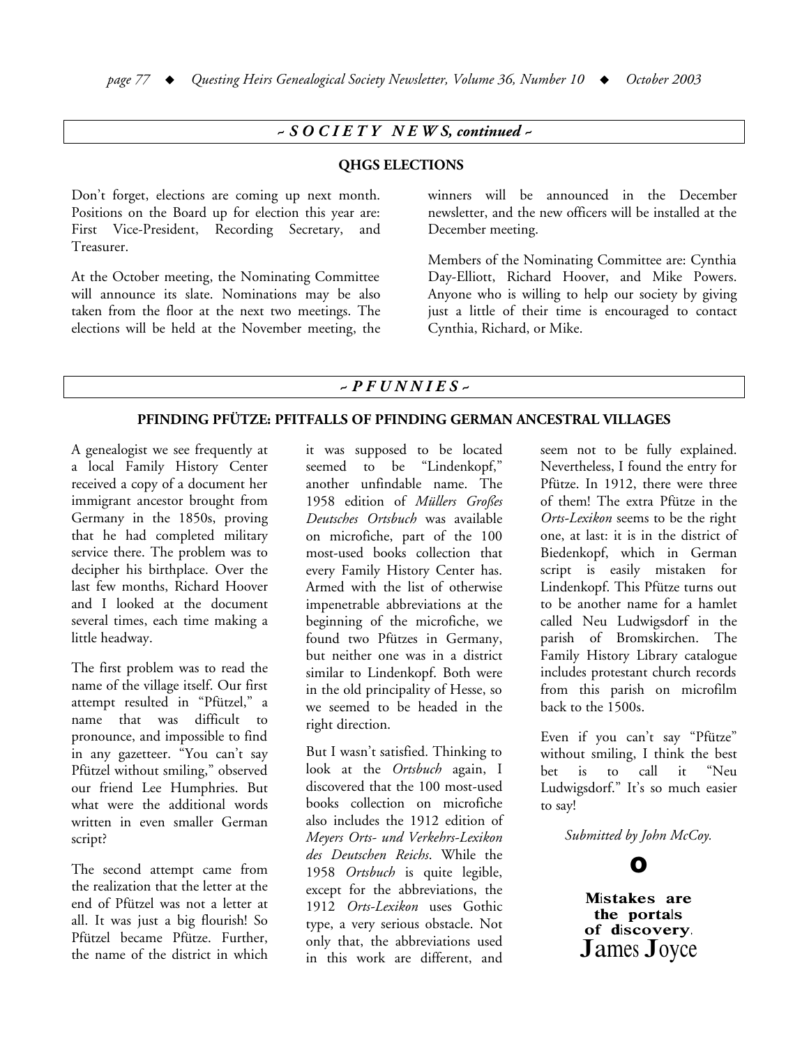## ~ SOCIETY NEWS, continued ~

### QHGS ELECTIONS

Don't forget, elections are coming up next month. Positions on the Board up for election this year are: First Vice-President, Recording Secretary, and Treasurer.

At the October meeting, the Nominating Committee will announce its slate. Nominations may be also taken from the floor at the next two meetings. The elections will be held at the November meeting, the winners will be announced in the December newsletter, and the new officers will be installed at the December meeting.

Members of the Nominating Committee are: Cynthia Day-Elliott, Richard Hoover, and Mike Powers. Anyone who is willing to help our society by giving just a little of their time is encouraged to contact Cynthia, Richard, or Mike.

## ~ PFUNNIES ~

### PFINDING PFÜTZE: PFITFALLS OF PFINDING GERMAN ANCESTRAL VILLAGES

A genealogist we see frequently at a local Family History Center received a copy of a document her immigrant ancestor brought from Germany in the 1850s, proving that he had completed military service there. The problem was to decipher his birthplace. Over the last few months, Richard Hoover and I looked at the document several times, each time making a little headway.

The first problem was to read the name of the village itself. Our first attempt resulted in "Pfützel," a name that was difficult to pronounce, and impossible to find in any gazetteer. "You can't say Pfützel without smiling," observed our friend Lee Humphries. But what were the additional words written in even smaller German script?

The second attempt came from the realization that the letter at the end of Pfützel was not a letter at all. It was just a big flourish! So Pfützel became Pfütze. Further, the name of the district in which it was supposed to be located seemed to be "Lindenkopf," another unfindable name. The 1958 edition of *Müllers Großes Deutsches Ortsbuch* was available on microfiche, part of the 100 most-used books collection that every Family History Center has. Armed with the list of otherwise impenetrable abbreviations at the beginning of the microfiche, we found two Pfützes in Germany, but neither one was in a district similar to Lindenkopf. Both were in the old principality of Hesse, so we seemed to be headed in the right direction.

But I wasn't satisfied. Thinking to look at the *Ortsbuch* again, I discovered that the 100 most-used books collection on microfiche also includes the 1912 edition of *Meyers Orts- und Verkehrs-Lexikon des Deutschen Reichs*. While the 1958 *Ortsbuch* is quite legible, except for the abbreviations, the 1912 *Orts-Lexikon* uses Gothic type, a very serious obstacle. Not only that, the abbreviations used in this work are different, and seem not to be fully explained. Nevertheless, I found the entry for Pfütze. In 1912, there were three of them! The extra Pfütze in the *Orts-Lexikon* seems to be the right one, at last: it is in the district of Biedenkopf, which in German script is easily mistaken for Lindenkopf. This Pfütze turns out to be another name for a hamlet called Neu Ludwigsdorf in the parish of Bromskirchen. The Family History Library catalogue includes protestant church records from this parish on microfilm back to the 1500s.

Even if you can't say "Pfütze" without smiling, I think the best bet is to call it "Neu Ludwigsdorf." It's so much easier to say!

*Submitted by John McCoy.*

**Mistakes are the portals of discovery.**
**James Joyce**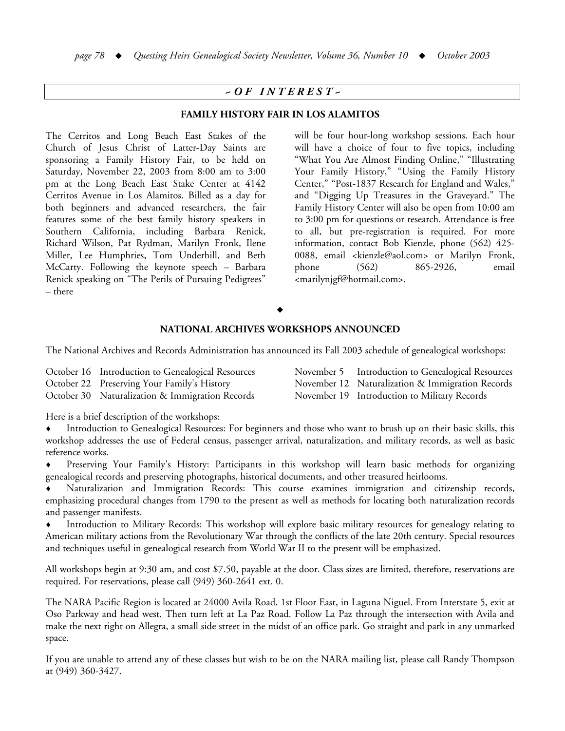## ~ OF INTEREST ~

### FAMILY HISTORY FAIR IN LOS ALAMITOS

The Cerritos and Long Beach East Stakes of the Church of Jesus Christ of Latter-Day Saints are sponsoring a Family History Fair, to be held on Saturday, November 22, 2003 from 8:00 am to 3:00 pm at the Long Beach East Stake Center at 4142 Cerritos Avenue in Los Alamitos. Billed as a day for both beginners and advanced researchers, the fair features some of the best family history speakers in Southern California, including Barbara Renick, Richard Wilson, Pat Rydman, Marilyn Fronk, Ilene Miller, Lee Humphries, Tom Underhill, and Beth McCarty. Following the keynote speech – Barbara Renick speaking on "The Perils of Pursuing Pedigrees" – there will be four hour-long workshop sessions. Each hour will have a choice of four to five topics, including "What You Are Almost Finding Online," "Illustrating Your Family History," "Using the Family History Center," "Post-1837 Research for England and Wales," and "Digging Up Treasures in the Graveyard." The Family History Center will also be open from 10:00 am to 3:00 pm for questions or research. Attendance is free to all, but pre-registration is required. For more information, contact Bob Kienzle, phone (562) 425-0088, email <kienzle@aol.com> or Marilyn Fronk, phone (562) 865-2926, email <marilynjgf@hotmail.com>.

◆

### NATIONAL ARCHIVES WORKSHOPS ANNOUNCED

The National Archives and Records Administration has announced its Fall 2003 schedule of genealogical workshops:

- October 16 Introduction to Genealogical Resources
- October 22 Preserving Your Family's History
- October 30 Naturalization & Immigration Records
- November 5 Introduction to Genealogical Resources
- November 12 Naturalization & Immigration Records
- November 19 Introduction to Military Records

Here is a brief description of the workshops:

- Introduction to Genealogical Resources: For beginners and those who want to brush up on their basic skills, this workshop addresses the use of Federal census, passenger arrival, naturalization, and military records, as well as basic reference works.
- Preserving Your Family's History: Participants in this workshop will learn basic methods for organizing genealogical records and preserving photographs, historical documents, and other treasured heirlooms.
- Naturalization and Immigration Records: This course examines immigration and citizenship records, emphasizing procedural changes from 1790 to the present as well as methods for locating both naturalization records and passenger manifests.
- Introduction to Military Records: This workshop will explore basic military resources for genealogy relating to American military actions from the Revolutionary War through the conflicts of the late 20th century. Special resources and techniques useful in genealogical research from World War II to the present will be emphasized.

All workshops begin at 9:30 am, and cost $7.50, payable at the door. Class sizes are limited, therefore, reservations are required. For reservations, please call (949) 360-2641 ext. 0.

The NARA Pacific Region is located at 24000 Avila Road, 1st Floor East, in Laguna Niguel. From Interstate 5, exit at Oso Parkway and head west. Then turn left at La Paz Road. Follow La Paz through the intersection with Avila and make the next right on Allegra, a small side street in the midst of an office park. Go straight and park in any unmarked space.

If you are unable to attend any of these classes but wish to be on the NARA mailing list, please call Randy Thompson at (949) 360-3427.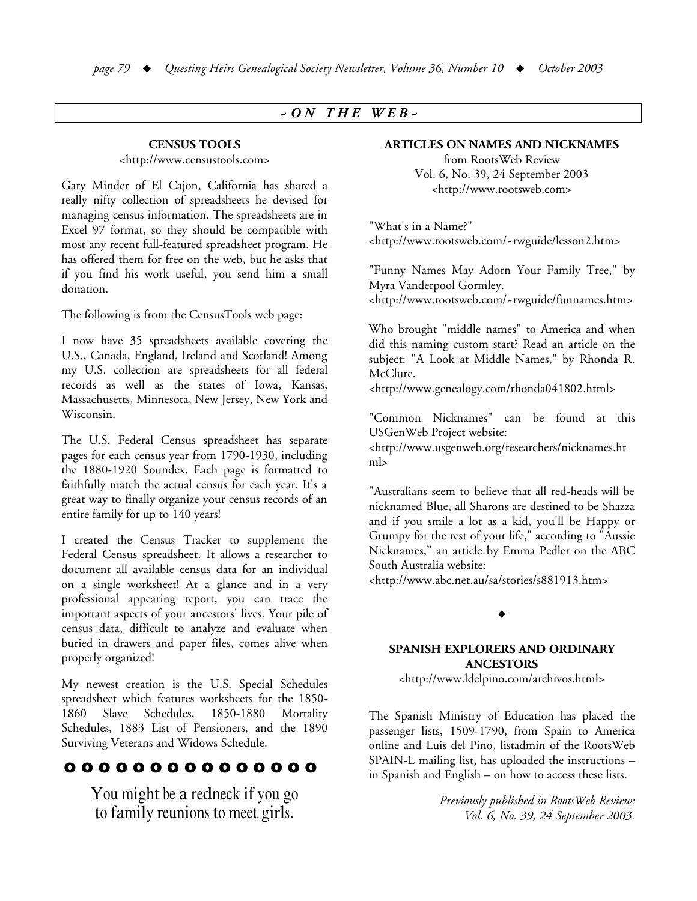## ~ ON THE WEB ~

### CENSUS TOOLS

<http://www.censustools.com>

Gary Minder of El Cajon, California has shared a really nifty collection of spreadsheets he devised for managing census information. The spreadsheets are in Excel 97 format, so they should be compatible with most any recent full-featured spreadsheet program. He has offered them for free on the web, but he asks that if you find his work useful, you send him a small donation.

The following is from the CensusTools web page:

I now have 35 spreadsheets available covering the U.S., Canada, England, Ireland and Scotland! Among my U.S. collection are spreadsheets for all federal records as well as the states of Iowa, Kansas, Massachusetts, Minnesota, New Jersey, New York and Wisconsin.

The U.S. Federal Census spreadsheet has separate pages for each census year from 1790-1930, including the 1880-1920 Soundex. Each page is formatted to faithfully match the actual census for each year. It's a great way to finally organize your census records of an entire family for up to 140 years!

I created the Census Tracker to supplement the Federal Census spreadsheet. It allows a researcher to document all available census data for an individual on a single worksheet! At a glance and in a very professional appearing report, you can trace the important aspects of your ancestors' lives. Your pile of census data, difficult to analyze and evaluate when buried in drawers and paper files, comes alive when properly organized!

My newest creation is the U.S. Special Schedules spreadsheet which features worksheets for the 1850-1860 Slave Schedules, 1850-1880 Mortality Schedules, 1883 List of Pensioners, and the 1890 Surviving Veterans and Widows Schedule.

You might be a redneck if you go to family reunions to meet girls.

### ARTICLES ON NAMES AND NICKNAMES

from RootsWeb Review
Vol. 6, No. 39, 24 September 2003
<http://www.rootsweb.com>

"What's in a Name?"
<http://www.rootsweb.com/~rwguide/lesson2.htm>

"Funny Names May Adorn Your Family Tree," by Myra Vanderpool Gormley.
<http://www.rootsweb.com/~rwguide/funnames.htm>

Who brought "middle names" to America and when did this naming custom start? Read an article on the subject: "A Look at Middle Names," by Rhonda R. McClure.
<http://www.genealogy.com/rhonda041802.html>

"Common Nicknames" can be found at this USGenWeb Project website:
<http://www.usgenweb.org/researchers/nicknames.html>

"Australians seem to believe that all red-heads will be nicknamed Blue, all Sharons are destined to be Shazza and if you smile a lot as a kid, you'll be Happy or Grumpy for the rest of your life," according to "Aussie Nicknames," an article by Emma Pedler on the ABC South Australia website:
<http://www.abc.net.au/sa/stories/s881913.htm>

◆

### SPANISH EXPLORERS AND ORDINARY ANCESTORS

<http://www.ldelpino.com/archivos.html>

The Spanish Ministry of Education has placed the passenger lists, 1509-1790, from Spain to America online and Luis del Pino, listadmin of the RootsWeb SPAIN-L mailing list, has uploaded the instructions – in Spanish and English – on how to access these lists.

*Previously published in RootsWeb Review: Vol. 6, No. 39, 24 September 2003.*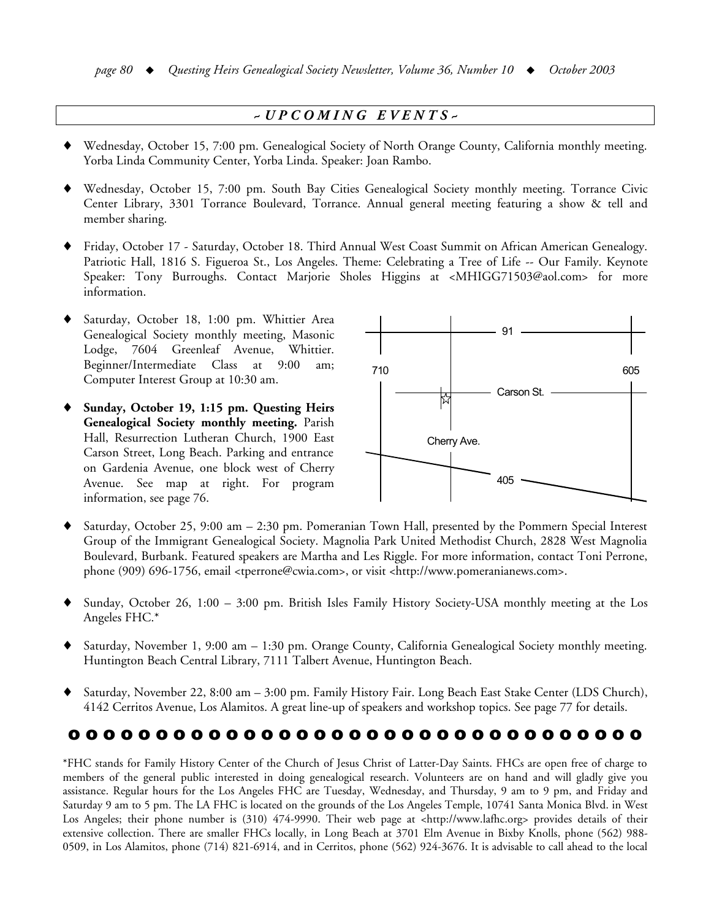## ~ UPCOMING EVENTS ~

- Wednesday, October 15, 7:00 pm. Genealogical Society of North Orange County, California monthly meeting. Yorba Linda Community Center, Yorba Linda. Speaker: Joan Rambo.

- Wednesday, October 15, 7:00 pm. South Bay Cities Genealogical Society monthly meeting. Torrance Civic Center Library, 3301 Torrance Boulevard, Torrance. Annual general meeting featuring a show & tell and member sharing.

- Friday, October 17 - Saturday, October 18. Third Annual West Coast Summit on African American Genealogy. Patriotic Hall, 1816 S. Figueroa St., Los Angeles. Theme: Celebrating a Tree of Life -- Our Family. Keynote Speaker: Tony Burroughs. Contact Marjorie Sholes Higgins at <MHIGG71503@aol.com> for more information.

- Saturday, October 18, 1:00 pm. Whittier Area Genealogical Society monthly meeting, Masonic Lodge, 7604 Greenleaf Avenue, Whittier. Beginner/Intermediate Class at 9:00 am; Computer Interest Group at 10:30 am.

- **Sunday, October 19, 1:15 pm. Questing Heirs Genealogical Society monthly meeting.** Parish Hall, Resurrection Lutheran Church, 1900 East Carson Street, Long Beach. Parking and entrance on Gardenia Avenue, one block west of Cherry Avenue. See map at right. For program information, see page 76.

91

710

605

Carson St.

Cherry Ave.

405

- Saturday, October 25, 9:00 am – 2:30 pm. Pomeranian Town Hall, presented by the Pommern Special Interest Group of the Immigrant Genealogical Society. Magnolia Park United Methodist Church, 2828 West Magnolia Boulevard, Burbank. Featured speakers are Martha and Les Riggle. For more information, contact Toni Perrone, phone (909) 696-1756, email <tperrone@cwia.com>, or visit <http://www.pomeranianews.com>.

- Sunday, October 26, 1:00 – 3:00 pm. British Isles Family History Society-USA monthly meeting at the Los Angeles FHC.*

- Saturday, November 1, 9:00 am – 1:30 pm. Orange County, California Genealogical Society monthly meeting. Huntington Beach Central Library, 7111 Talbert Avenue, Huntington Beach.

- Saturday, November 22, 8:00 am – 3:00 pm. Family History Fair. Long Beach East Stake Center (LDS Church), 4142 Cerritos Avenue, Los Alamitos. A great line-up of speakers and workshop topics. See page 77 for details.

---

*FHC stands for Family History Center of the Church of Jesus Christ of Latter-Day Saints. FHCs are open free of charge to members of the general public interested in doing genealogical research. Volunteers are on hand and will gladly give you assistance. Regular hours for the Los Angeles FHC are Tuesday, Wednesday, and Thursday, 9 am to 9 pm, and Friday and Saturday 9 am to 5 pm. The LA FHC is located on the grounds of the Los Angeles Temple, 10741 Santa Monica Blvd. in West Los Angeles; their phone number is (310) 474-9990. Their web page at <http://www.lafhc.org> provides details of their extensive collection. There are smaller FHCs locally, in Long Beach at 3701 Elm Avenue in Bixby Knolls, phone (562) 988-0509, in Los Alamitos, phone (714) 821-6914, and in Cerritos, phone (562) 924-3676. It is advisable to call ahead to the local